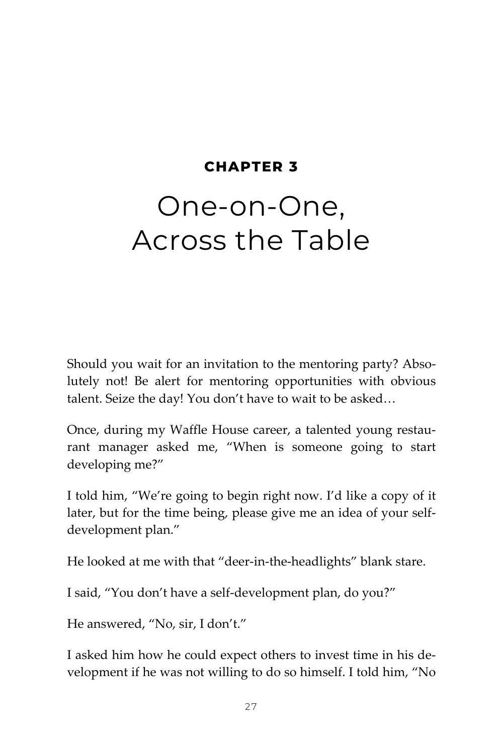**CHAPTER 3**

# One-on-One, Across the Table

Should you wait for an invitation to the mentoring party? Absolutely not! Be alert for mentoring opportunities with obvious talent. Seize the day! You don't have to wait to be asked…

Once, during my Waffle House career, a talented young restaurant manager asked me, "When is someone going to start developing me?"

I told him, "We're going to begin right now. I'd like a copy of it later, but for the time being, please give me an idea of your self-development plan."

He looked at me with that "deer-in-the-headlights" blank stare.

I said, "You don't have a self-development plan, do you?"

He answered, "No, sir, I don't."

I asked him how he could expect others to invest time in his development if he was not willing to do so himself. I told him, "No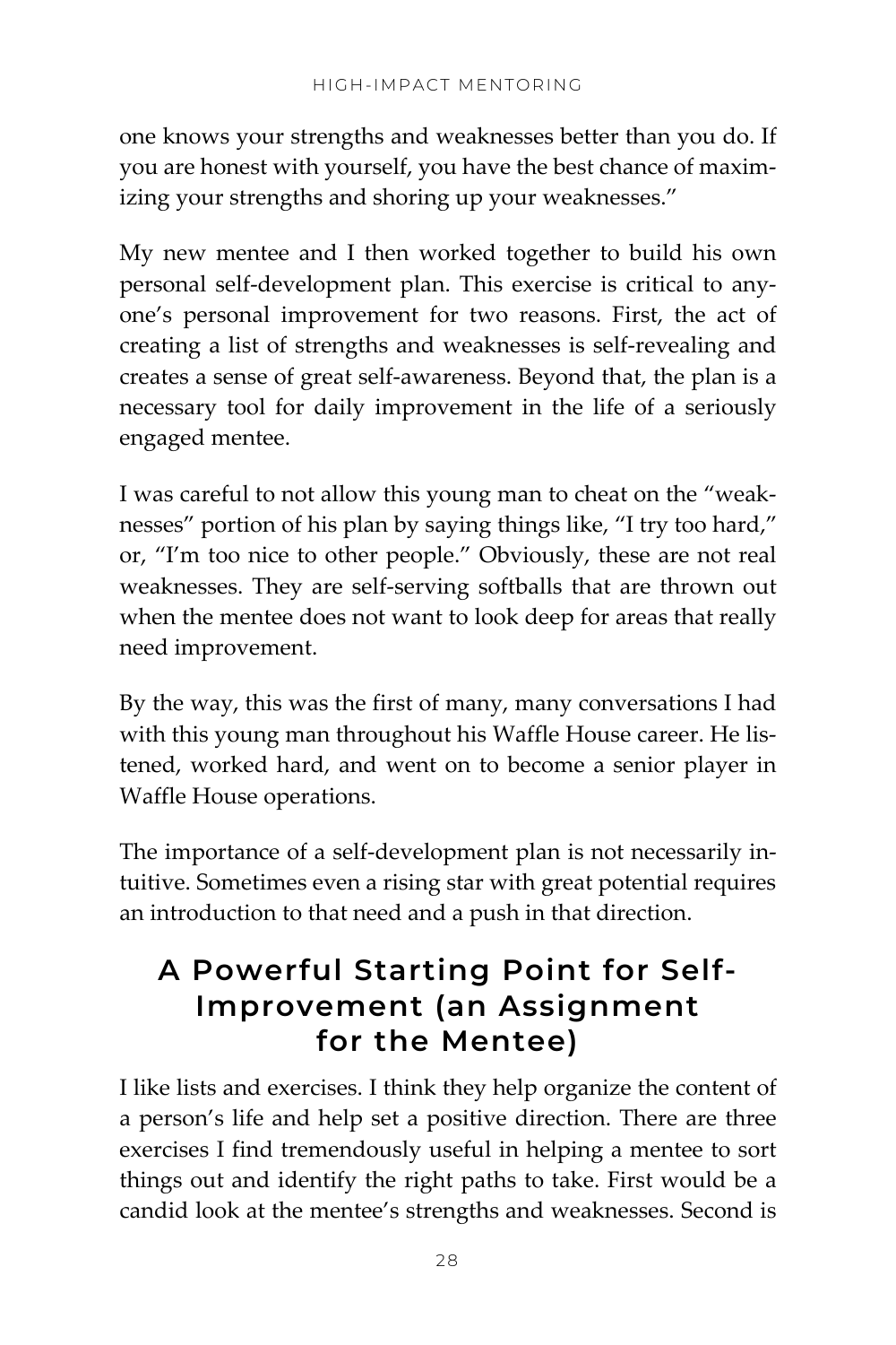one knows your strengths and weaknesses better than you do. If you are honest with yourself, you have the best chance of maximizing your strengths and shoring up your weaknesses."

My new mentee and I then worked together to build his own personal self-development plan. This exercise is critical to anyone's personal improvement for two reasons. First, the act of creating a list of strengths and weaknesses is self-revealing and creates a sense of great self-awareness. Beyond that, the plan is a necessary tool for daily improvement in the life of a seriously engaged mentee.

I was careful to not allow this young man to cheat on the "weaknesses" portion of his plan by saying things like, "I try too hard," or, "I'm too nice to other people." Obviously, these are not real weaknesses. They are self-serving softballs that are thrown out when the mentee does not want to look deep for areas that really need improvement.

By the way, this was the first of many, many conversations I had with this young man throughout his Waffle House career. He listened, worked hard, and went on to become a senior player in Waffle House operations.

The importance of a self-development plan is not necessarily intuitive. Sometimes even a rising star with great potential requires an introduction to that need and a push in that direction.

## A Powerful Starting Point for Self-Improvement (an Assignment for the Mentee)

I like lists and exercises. I think they help organize the content of a person's life and help set a positive direction. There are three exercises I find tremendously useful in helping a mentee to sort things out and identify the right paths to take. First would be a candid look at the mentee's strengths and weaknesses. Second is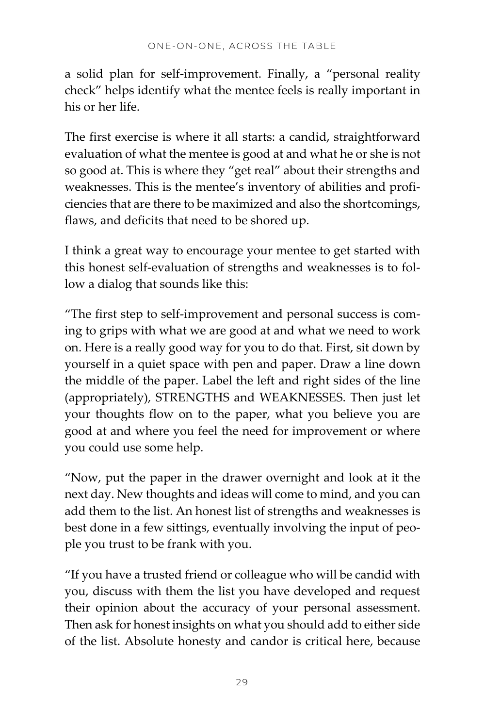a solid plan for self-improvement. Finally, a "personal reality check" helps identify what the mentee feels is really important in his or her life.

The first exercise is where it all starts: a candid, straightforward evaluation of what the mentee is good at and what he or she is not so good at. This is where they "get real" about their strengths and weaknesses. This is the mentee's inventory of abilities and proficiencies that are there to be maximized and also the shortcomings, flaws, and deficits that need to be shored up.

I think a great way to encourage your mentee to get started with this honest self-evaluation of strengths and weaknesses is to follow a dialog that sounds like this:

"The first step to self-improvement and personal success is coming to grips with what we are good at and what we need to work on. Here is a really good way for you to do that. First, sit down by yourself in a quiet space with pen and paper. Draw a line down the middle of the paper. Label the left and right sides of the line (appropriately), STRENGTHS and WEAKNESSES. Then just let your thoughts flow on to the paper, what you believe you are good at and where you feel the need for improvement or where you could use some help.

"Now, put the paper in the drawer overnight and look at it the next day. New thoughts and ideas will come to mind, and you can add them to the list. An honest list of strengths and weaknesses is best done in a few sittings, eventually involving the input of people you trust to be frank with you.

"If you have a trusted friend or colleague who will be candid with you, discuss with them the list you have developed and request their opinion about the accuracy of your personal assessment. Then ask for honest insights on what you should add to either side of the list. Absolute honesty and candor is critical here, because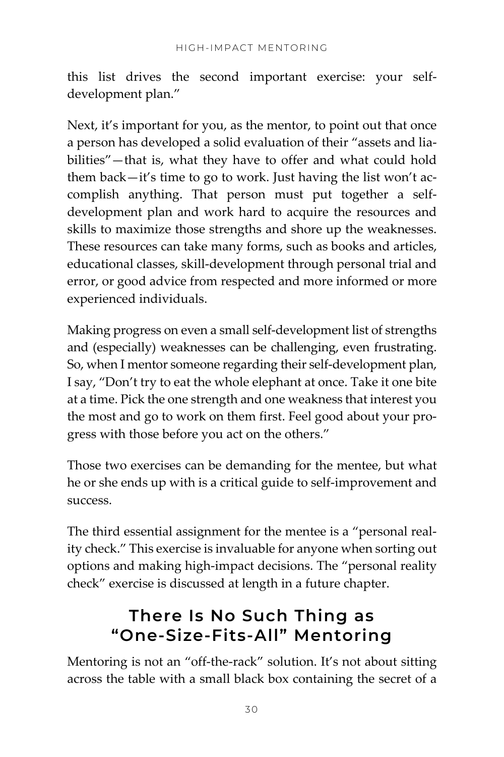this list drives the second important exercise: your self-development plan."

Next, it's important for you, as the mentor, to point out that once a person has developed a solid evaluation of their "assets and liabilities"—that is, what they have to offer and what could hold them back—it's time to go to work. Just having the list won't accomplish anything. That person must put together a self-development plan and work hard to acquire the resources and skills to maximize those strengths and shore up the weaknesses. These resources can take many forms, such as books and articles, educational classes, skill-development through personal trial and error, or good advice from respected and more informed or more experienced individuals.

Making progress on even a small self-development list of strengths and (especially) weaknesses can be challenging, even frustrating. So, when I mentor someone regarding their self-development plan, I say, "Don't try to eat the whole elephant at once. Take it one bite at a time. Pick the one strength and one weakness that interest you the most and go to work on them first. Feel good about your progress with those before you act on the others."

Those two exercises can be demanding for the mentee, but what he or she ends up with is a critical guide to self-improvement and success.

The third essential assignment for the mentee is a "personal reality check." This exercise is invaluable for anyone when sorting out options and making high-impact decisions. The "personal reality check" exercise is discussed at length in a future chapter.

## There Is No Such Thing as "One-Size-Fits-All" Mentoring

Mentoring is not an "off-the-rack" solution. It's not about sitting across the table with a small black box containing the secret of a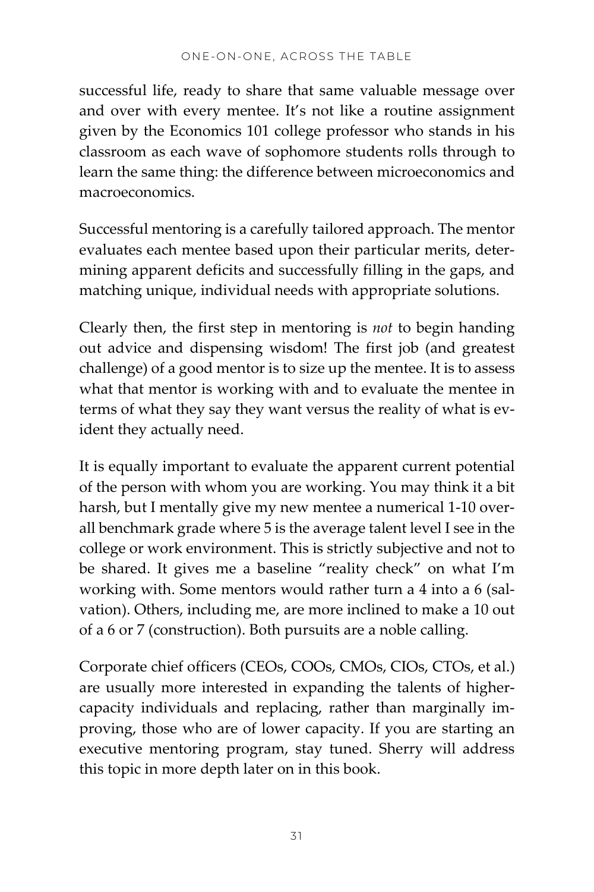successful life, ready to share that same valuable message over and over with every mentee. It's not like a routine assignment given by the Economics 101 college professor who stands in his classroom as each wave of sophomore students rolls through to learn the same thing: the difference between microeconomics and macroeconomics.

Successful mentoring is a carefully tailored approach. The mentor evaluates each mentee based upon their particular merits, determining apparent deficits and successfully filling in the gaps, and matching unique, individual needs with appropriate solutions.

Clearly then, the first step in mentoring is *not* to begin handing out advice and dispensing wisdom! The first job (and greatest challenge) of a good mentor is to size up the mentee. It is to assess what that mentor is working with and to evaluate the mentee in terms of what they say they want versus the reality of what is evident they actually need.

It is equally important to evaluate the apparent current potential of the person with whom you are working. You may think it a bit harsh, but I mentally give my new mentee a numerical 1-10 overall benchmark grade where 5 is the average talent level I see in the college or work environment. This is strictly subjective and not to be shared. It gives me a baseline "reality check" on what I'm working with. Some mentors would rather turn a 4 into a 6 (salvation). Others, including me, are more inclined to make a 10 out of a 6 or 7 (construction). Both pursuits are a noble calling.

Corporate chief officers (CEOs, COOs, CMOs, CIOs, CTOs, et al.) are usually more interested in expanding the talents of higher-capacity individuals and replacing, rather than marginally improving, those who are of lower capacity. If you are starting an executive mentoring program, stay tuned. Sherry will address this topic in more depth later on in this book.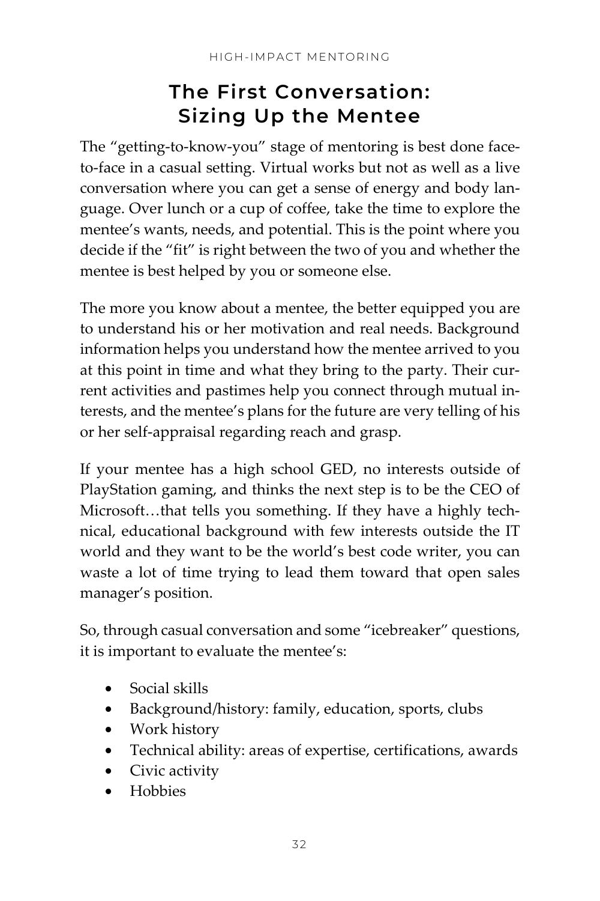## The First Conversation: Sizing Up the Mentee

The "getting-to-know-you" stage of mentoring is best done face-to-face in a casual setting. Virtual works but not as well as a live conversation where you can get a sense of energy and body language. Over lunch or a cup of coffee, take the time to explore the mentee's wants, needs, and potential. This is the point where you decide if the "fit" is right between the two of you and whether the mentee is best helped by you or someone else.

The more you know about a mentee, the better equipped you are to understand his or her motivation and real needs. Background information helps you understand how the mentee arrived to you at this point in time and what they bring to the party. Their current activities and pastimes help you connect through mutual interests, and the mentee's plans for the future are very telling of his or her self-appraisal regarding reach and grasp.

If your mentee has a high school GED, no interests outside of PlayStation gaming, and thinks the next step is to be the CEO of Microsoft…that tells you something. If they have a highly technical, educational background with few interests outside the IT world and they want to be the world's best code writer, you can waste a lot of time trying to lead them toward that open sales manager's position.

So, through casual conversation and some "icebreaker" questions, it is important to evaluate the mentee's:

- Social skills
- Background/history: family, education, sports, clubs
- Work history
- Technical ability: areas of expertise, certifications, awards
- Civic activity
- Hobbies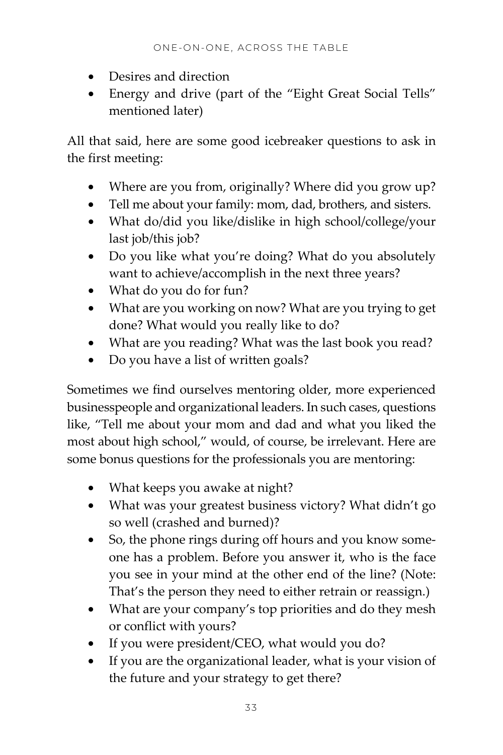- Desires and direction
- Energy and drive (part of the "Eight Great Social Tells" mentioned later)

All that said, here are some good icebreaker questions to ask in the first meeting:

- Where are you from, originally? Where did you grow up?
- Tell me about your family: mom, dad, brothers, and sisters.
- What do/did you like/dislike in high school/college/your last job/this job?
- Do you like what you're doing? What do you absolutely want to achieve/accomplish in the next three years?
- What do you do for fun?
- What are you working on now? What are you trying to get done? What would you really like to do?
- What are you reading? What was the last book you read?
- Do you have a list of written goals?

Sometimes we find ourselves mentoring older, more experienced businesspeople and organizational leaders. In such cases, questions like, "Tell me about your mom and dad and what you liked the most about high school," would, of course, be irrelevant. Here are some bonus questions for the professionals you are mentoring:

- What keeps you awake at night?
- What was your greatest business victory? What didn't go so well (crashed and burned)?
- So, the phone rings during off hours and you know someone has a problem. Before you answer it, who is the face you see in your mind at the other end of the line? (Note: That's the person they need to either retrain or reassign.)
- What are your company's top priorities and do they mesh or conflict with yours?
- If you were president/CEO, what would you do?
- If you are the organizational leader, what is your vision of the future and your strategy to get there?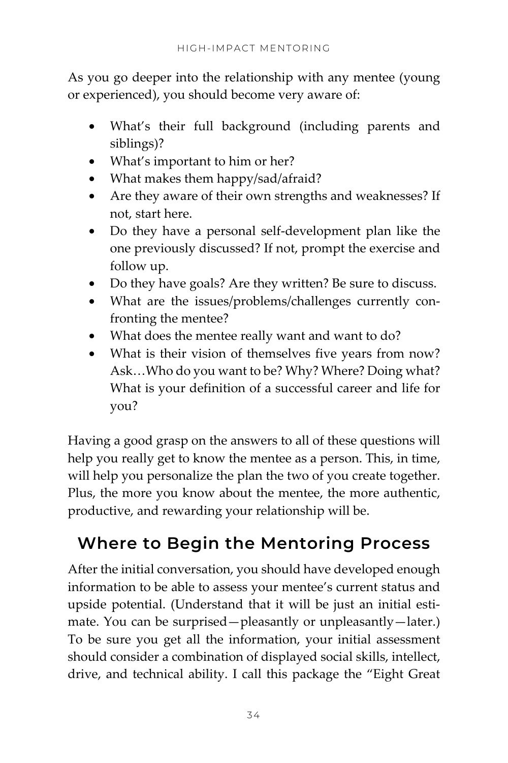As you go deeper into the relationship with any mentee (young or experienced), you should become very aware of:

- What's their full background (including parents and siblings)?
- What's important to him or her?
- What makes them happy/sad/afraid?
- Are they aware of their own strengths and weaknesses? If not, start here.
- Do they have a personal self-development plan like the one previously discussed? If not, prompt the exercise and follow up.
- Do they have goals? Are they written? Be sure to discuss.
- What are the issues/problems/challenges currently confronting the mentee?
- What does the mentee really want and want to do?
- What is their vision of themselves five years from now? Ask…Who do you want to be? Why? Where? Doing what? What is your definition of a successful career and life for you?

Having a good grasp on the answers to all of these questions will help you really get to know the mentee as a person. This, in time, will help you personalize the plan the two of you create together. Plus, the more you know about the mentee, the more authentic, productive, and rewarding your relationship will be.

## Where to Begin the Mentoring Process

After the initial conversation, you should have developed enough information to be able to assess your mentee's current status and upside potential. (Understand that it will be just an initial estimate. You can be surprised—pleasantly or unpleasantly—later.) To be sure you get all the information, your initial assessment should consider a combination of displayed social skills, intellect, drive, and technical ability. I call this package the "Eight Great